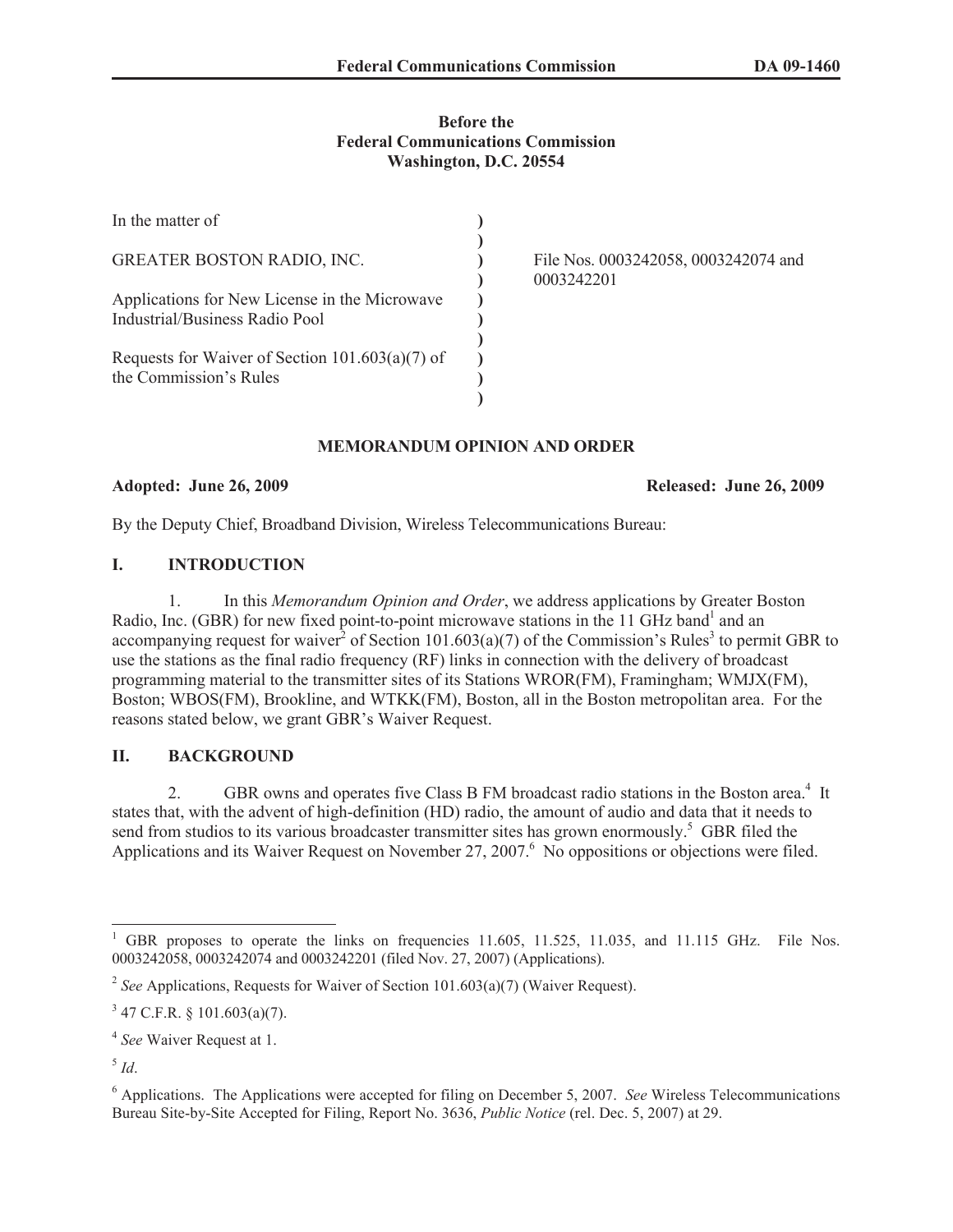**Before the**
**Federal Communications Commission**
**Washington, D.C. 20554**

| | | |
|---|---|---|
| In the matter of | ) | |
| | ) | |
| GREATER BOSTON RADIO, INC. | ) | File Nos. 0003242058, 0003242074 and 0003242201 |
| | ) | |
| Applications for New License in the Microwave Industrial/Business Radio Pool | ) | |
| | ) | |
| Requests for Waiver of Section 101.603(a)(7) of the Commission's Rules | ) | |
| | ) | |

**MEMORANDUM OPINION AND ORDER**

**Adopted: June 26, 2009** **Released: June 26, 2009**

By the Deputy Chief, Broadband Division, Wireless Telecommunications Bureau:

## I. INTRODUCTION

1. In this *Memorandum Opinion and Order*, we address applications by Greater Boston Radio, Inc. (GBR) for new fixed point-to-point microwave stations in the 11 GHz band[1] and an accompanying request for waiver[2] of Section 101.603(a)(7) of the Commission's Rules[3] to permit GBR to use the stations as the final radio frequency (RF) links in connection with the delivery of broadcast programming material to the transmitter sites of its Stations WROR(FM), Framingham; WMJX(FM), Boston; WBOS(FM), Brookline, and WTKK(FM), Boston, all in the Boston metropolitan area. For the reasons stated below, we grant GBR's Waiver Request.

## II. BACKGROUND

2. GBR owns and operates five Class B FM broadcast radio stations in the Boston area.[4] It states that, with the advent of high-definition (HD) radio, the amount of audio and data that it needs to send from studios to its various broadcaster transmitter sites has grown enormously.[5] GBR filed the Applications and its Waiver Request on November 27, 2007.[6] No oppositions or objections were filed.

---

[1] GBR proposes to operate the links on frequencies 11.605, 11.525, 11.035, and 11.115 GHz. File Nos. 0003242058, 0003242074 and 0003242201 (filed Nov. 27, 2007) (Applications).

[2] *See* Applications, Requests for Waiver of Section 101.603(a)(7) (Waiver Request).

[3] 47 C.F.R. § 101.603(a)(7).

[4] *See* Waiver Request at 1.

[5] *Id*.

[6] Applications. The Applications were accepted for filing on December 5, 2007. *See* Wireless Telecommunications Bureau Site-by-Site Accepted for Filing, Report No. 3636, *Public Notice* (rel. Dec. 5, 2007) at 29.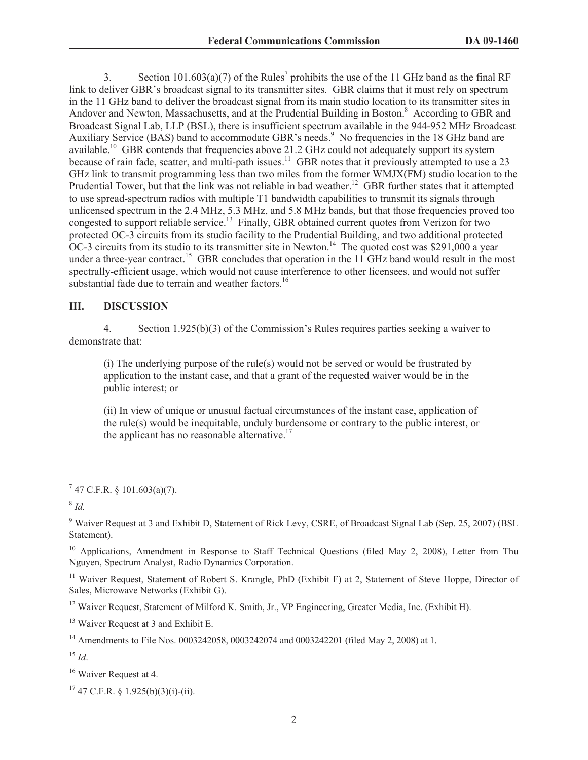3. Section 101.603(a)(7) of the Rules[7] prohibits the use of the 11 GHz band as the final RF link to deliver GBR's broadcast signal to its transmitter sites. GBR claims that it must rely on spectrum in the 11 GHz band to deliver the broadcast signal from its main studio location to its transmitter sites in Andover and Newton, Massachusetts, and at the Prudential Building in Boston.[8] According to GBR and Broadcast Signal Lab, LLP (BSL), there is insufficient spectrum available in the 944-952 MHz Broadcast Auxiliary Service (BAS) band to accommodate GBR's needs.[9] No frequencies in the 18 GHz band are available.[10] GBR contends that frequencies above 21.2 GHz could not adequately support its system because of rain fade, scatter, and multi-path issues.[11] GBR notes that it previously attempted to use a 23 GHz link to transmit programming less than two miles from the former WMJX(FM) studio location to the Prudential Tower, but that the link was not reliable in bad weather.[12] GBR further states that it attempted to use spread-spectrum radios with multiple T1 bandwidth capabilities to transmit its signals through unlicensed spectrum in the 2.4 MHz, 5.3 MHz, and 5.8 MHz bands, but that those frequencies proved too congested to support reliable service.[13] Finally, GBR obtained current quotes from Verizon for two protected OC-3 circuits from its studio facility to the Prudential Building, and two additional protected OC-3 circuits from its studio to its transmitter site in Newton.[14] The quoted cost was $291,000 a year under a three-year contract.[15] GBR concludes that operation in the 11 GHz band would result in the most spectrally-efficient usage, which would not cause interference to other licensees, and would not suffer substantial fade due to terrain and weather factors.[16]

## III. DISCUSSION

4. Section 1.925(b)(3) of the Commission's Rules requires parties seeking a waiver to demonstrate that:

> (i) The underlying purpose of the rule(s) would not be served or would be frustrated by application to the instant case, and that a grant of the requested waiver would be in the public interest; or
>
> (ii) In view of unique or unusual factual circumstances of the instant case, application of the rule(s) would be inequitable, unduly burdensome or contrary to the public interest, or the applicant has no reasonable alternative.[17]

---

[7] 47 C.F.R. § 101.603(a)(7).

[8] *Id.*

[9] Waiver Request at 3 and Exhibit D, Statement of Rick Levy, CSRE, of Broadcast Signal Lab (Sep. 25, 2007) (BSL Statement).

[10] Applications, Amendment in Response to Staff Technical Questions (filed May 2, 2008), Letter from Thu Nguyen, Spectrum Analyst, Radio Dynamics Corporation.

[11] Waiver Request, Statement of Robert S. Krangle, PhD (Exhibit F) at 2, Statement of Steve Hoppe, Director of Sales, Microwave Networks (Exhibit G).

[12] Waiver Request, Statement of Milford K. Smith, Jr., VP Engineering, Greater Media, Inc. (Exhibit H).

[13] Waiver Request at 3 and Exhibit E.

[14] Amendments to File Nos. 0003242058, 0003242074 and 0003242201 (filed May 2, 2008) at 1.

[15] *Id*.

[16] Waiver Request at 4.

[17] 47 C.F.R. § 1.925(b)(3)(i)-(ii).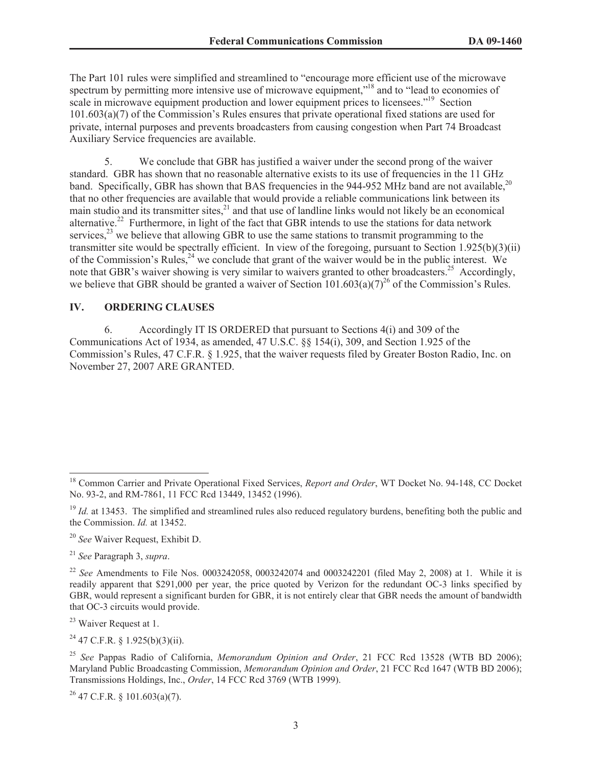The Part 101 rules were simplified and streamlined to "encourage more efficient use of the microwave spectrum by permitting more intensive use of microwave equipment,"[18] and to "lead to economies of scale in microwave equipment production and lower equipment prices to licensees."[19] Section 101.603(a)(7) of the Commission's Rules ensures that private operational fixed stations are used for private, internal purposes and prevents broadcasters from causing congestion when Part 74 Broadcast Auxiliary Service frequencies are available.

5. We conclude that GBR has justified a waiver under the second prong of the waiver standard. GBR has shown that no reasonable alternative exists to its use of frequencies in the 11 GHz band. Specifically, GBR has shown that BAS frequencies in the 944-952 MHz band are not available,[20] that no other frequencies are available that would provide a reliable communications link between its main studio and its transmitter sites,[21] and that use of landline links would not likely be an economical alternative.[22] Furthermore, in light of the fact that GBR intends to use the stations for data network services,[23] we believe that allowing GBR to use the same stations to transmit programming to the transmitter site would be spectrally efficient. In view of the foregoing, pursuant to Section 1.925(b)(3)(ii) of the Commission's Rules,[24] we conclude that grant of the waiver would be in the public interest. We note that GBR's waiver showing is very similar to waivers granted to other broadcasters.[25] Accordingly, we believe that GBR should be granted a waiver of Section 101.603(a)(7)[26] of the Commission's Rules.

## IV. ORDERING CLAUSES

6. Accordingly IT IS ORDERED that pursuant to Sections 4(i) and 309 of the Communications Act of 1934, as amended, 47 U.S.C. §§ 154(i), 309, and Section 1.925 of the Commission's Rules, 47 C.F.R. § 1.925, that the waiver requests filed by Greater Boston Radio, Inc. on November 27, 2007 ARE GRANTED.

---

[18] Common Carrier and Private Operational Fixed Services, *Report and Order*, WT Docket No. 94-148, CC Docket No. 93-2, and RM-7861, 11 FCC Rcd 13449, 13452 (1996).

[19] *Id.* at 13453. The simplified and streamlined rules also reduced regulatory burdens, benefiting both the public and the Commission. *Id.* at 13452.

[20] *See* Waiver Request, Exhibit D.

[21] *See* Paragraph 3, *supra*.

[22] *See* Amendments to File Nos. 0003242058, 0003242074 and 0003242201 (filed May 2, 2008) at 1. While it is readily apparent that $291,000 per year, the price quoted by Verizon for the redundant OC-3 links specified by GBR, would represent a significant burden for GBR, it is not entirely clear that GBR needs the amount of bandwidth that OC-3 circuits would provide.

[23] Waiver Request at 1.

[24] 47 C.F.R. § 1.925(b)(3)(ii).

[25] *See* Pappas Radio of California, *Memorandum Opinion and Order*, 21 FCC Rcd 13528 (WTB BD 2006); Maryland Public Broadcasting Commission, *Memorandum Opinion and Order*, 21 FCC Rcd 1647 (WTB BD 2006); Transmissions Holdings, Inc., *Order*, 14 FCC Rcd 3769 (WTB 1999).

[26] 47 C.F.R. § 101.603(a)(7).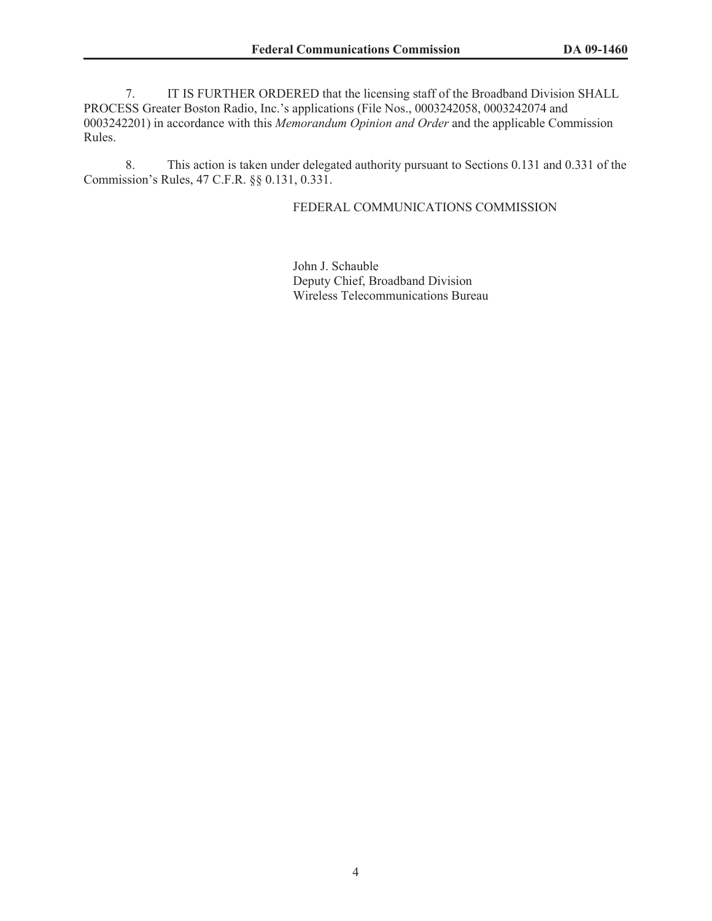7. IT IS FURTHER ORDERED that the licensing staff of the Broadband Division SHALL PROCESS Greater Boston Radio, Inc.'s applications (File Nos., 0003242058, 0003242074 and 0003242201) in accordance with this *Memorandum Opinion and Order* and the applicable Commission Rules.

8. This action is taken under delegated authority pursuant to Sections 0.131 and 0.331 of the Commission's Rules, 47 C.F.R. §§ 0.131, 0.331.

FEDERAL COMMUNICATIONS COMMISSION

John J. Schauble
Deputy Chief, Broadband Division
Wireless Telecommunications Bureau